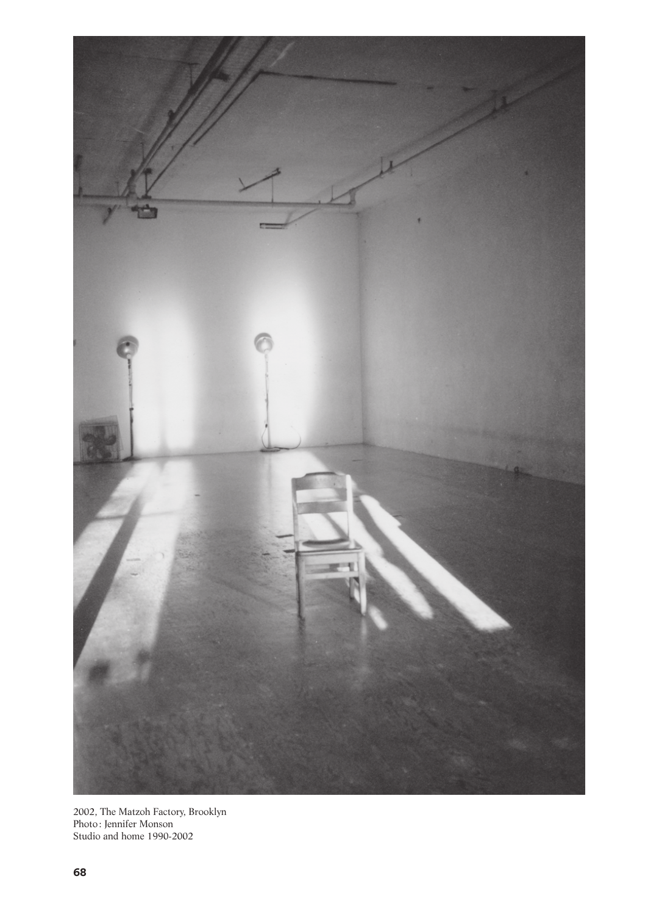2002, The Matzoh Factory, Brooklyn
Photo: Jennifer Monson
Studio and home 1990-2002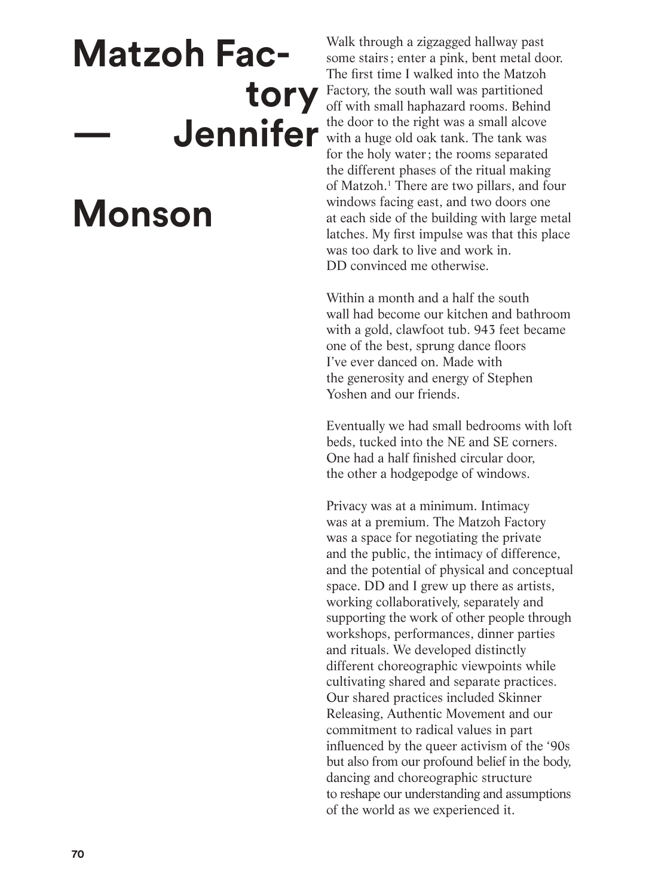# Matzoh Factory — Jennifer Monson

Walk through a zigzagged hallway past some stairs; enter a pink, bent metal door. The first time I walked into the Matzoh Factory, the south wall was partitioned off with small haphazard rooms. Behind the door to the right was a small alcove with a huge old oak tank. The tank was for the holy water; the rooms separated the different phases of the ritual making of Matzoh.[1] There are two pillars, and four windows facing east, and two doors one at each side of the building with large metal latches. My first impulse was that this place was too dark to live and work in. DD convinced me otherwise.

Within a month and a half the south wall had become our kitchen and bathroom with a gold, clawfoot tub. 943 feet became one of the best, sprung dance floors I've ever danced on. Made with the generosity and energy of Stephen Yoshen and our friends.

Eventually we had small bedrooms with loft beds, tucked into the NE and SE corners. One had a half finished circular door, the other a hodgepodge of windows.

Privacy was at a minimum. Intimacy was at a premium. The Matzoh Factory was a space for negotiating the private and the public, the intimacy of difference, and the potential of physical and conceptual space. DD and I grew up there as artists, working collaboratively, separately and supporting the work of other people through workshops, performances, dinner parties and rituals. We developed distinctly different choreographic viewpoints while cultivating shared and separate practices. Our shared practices included Skinner Releasing, Authentic Movement and our commitment to radical values in part influenced by the queer activism of the '90s but also from our profound belief in the body, dancing and choreographic structure to reshape our understanding and assumptions of the world as we experienced it.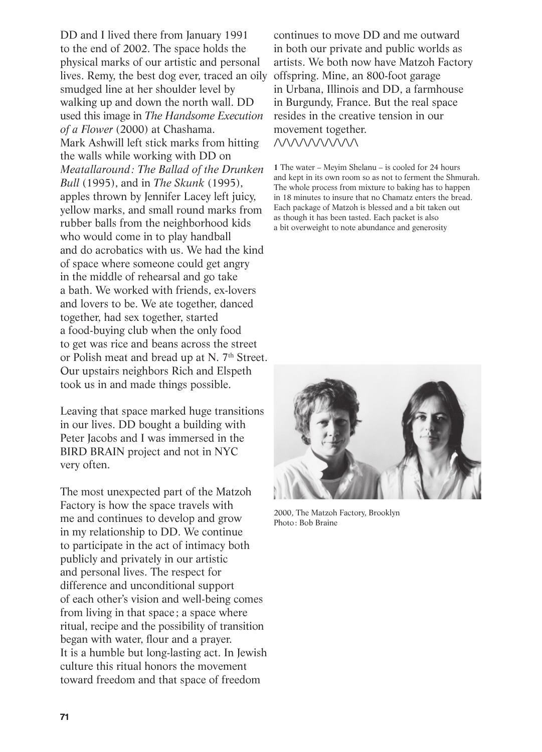DD and I lived there from January 1991 to the end of 2002. The space holds the physical marks of our artistic and personal lives. Remy, the best dog ever, traced an oily smudged line at her shoulder level by walking up and down the north wall. DD used this image in *The Handsome Execution of a Flower* (2000) at Chashama. Mark Ashwill left stick marks from hitting the walls while working with DD on *Meatallaround: The Ballad of the Drunken Bull* (1995), and in *The Skunk* (1995), apples thrown by Jennifer Lacey left juicy, yellow marks, and small round marks from rubber balls from the neighborhood kids who would come in to play handball and do acrobatics with us. We had the kind of space where someone could get angry in the middle of rehearsal and go take a bath. We worked with friends, ex-lovers and lovers to be. We ate together, danced together, had sex together, started a food-buying club when the only food to get was rice and beans across the street or Polish meat and bread up at N. 7th Street. Our upstairs neighbors Rich and Elspeth took us in and made things possible.

Leaving that space marked huge transitions in our lives. DD bought a building with Peter Jacobs and I was immersed in the BIRD BRAIN project and not in NYC very often.

The most unexpected part of the Matzoh Factory is how the space travels with me and continues to develop and grow in my relationship to DD. We continue to participate in the act of intimacy both publicly and privately in our artistic and personal lives. The respect for difference and unconditional support of each other's vision and well-being comes from living in that space; a space where ritual, recipe and the possibility of transition began with water, flour and a prayer. It is a humble but long-lasting act. In Jewish culture this ritual honors the movement toward freedom and that space of freedom continues to move DD and me outward in both our private and public worlds as artists. We both now have Matzoh Factory offspring. Mine, an 800-foot garage in Urbana, Illinois and DD, a farmhouse in Burgundy, France. But the real space resides in the creative tension in our movement together.
/\/\/\/\/\/\/\/\/\/\/\

1 The water – Meyim Shelanu – is cooled for 24 hours and kept in its own room so as not to ferment the Shmurah. The whole process from mixture to baking has to happen in 18 minutes to insure that no Chamatz enters the bread. Each package of Matzoh is blessed and a bit taken out as though it has been tasted. Each packet is also a bit overweight to note abundance and generosity

2000, The Matzoh Factory, Brooklyn
Photo: Bob Braine